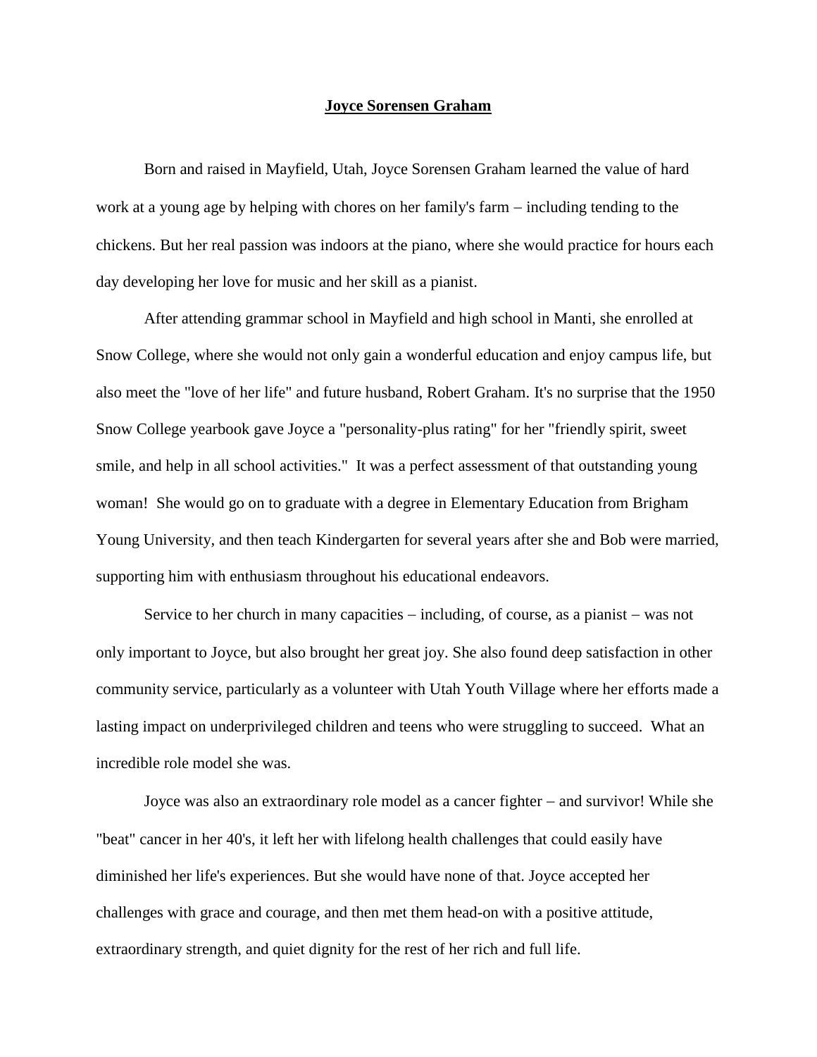# Joyce Sorensen Graham

Born and raised in Mayfield, Utah, Joyce Sorensen Graham learned the value of hard work at a young age by helping with chores on her family's farm – including tending to the chickens. But her real passion was indoors at the piano, where she would practice for hours each day developing her love for music and her skill as a pianist.

After attending grammar school in Mayfield and high school in Manti, she enrolled at Snow College, where she would not only gain a wonderful education and enjoy campus life, but also meet the "love of her life" and future husband, Robert Graham. It's no surprise that the 1950 Snow College yearbook gave Joyce a "personality-plus rating" for her "friendly spirit, sweet smile, and help in all school activities." It was a perfect assessment of that outstanding young woman! She would go on to graduate with a degree in Elementary Education from Brigham Young University, and then teach Kindergarten for several years after she and Bob were married, supporting him with enthusiasm throughout his educational endeavors.

Service to her church in many capacities – including, of course, as a pianist – was not only important to Joyce, but also brought her great joy. She also found deep satisfaction in other community service, particularly as a volunteer with Utah Youth Village where her efforts made a lasting impact on underprivileged children and teens who were struggling to succeed. What an incredible role model she was.

Joyce was also an extraordinary role model as a cancer fighter – and survivor! While she "beat" cancer in her 40's, it left her with lifelong health challenges that could easily have diminished her life's experiences. But she would have none of that. Joyce accepted her challenges with grace and courage, and then met them head-on with a positive attitude, extraordinary strength, and quiet dignity for the rest of her rich and full life.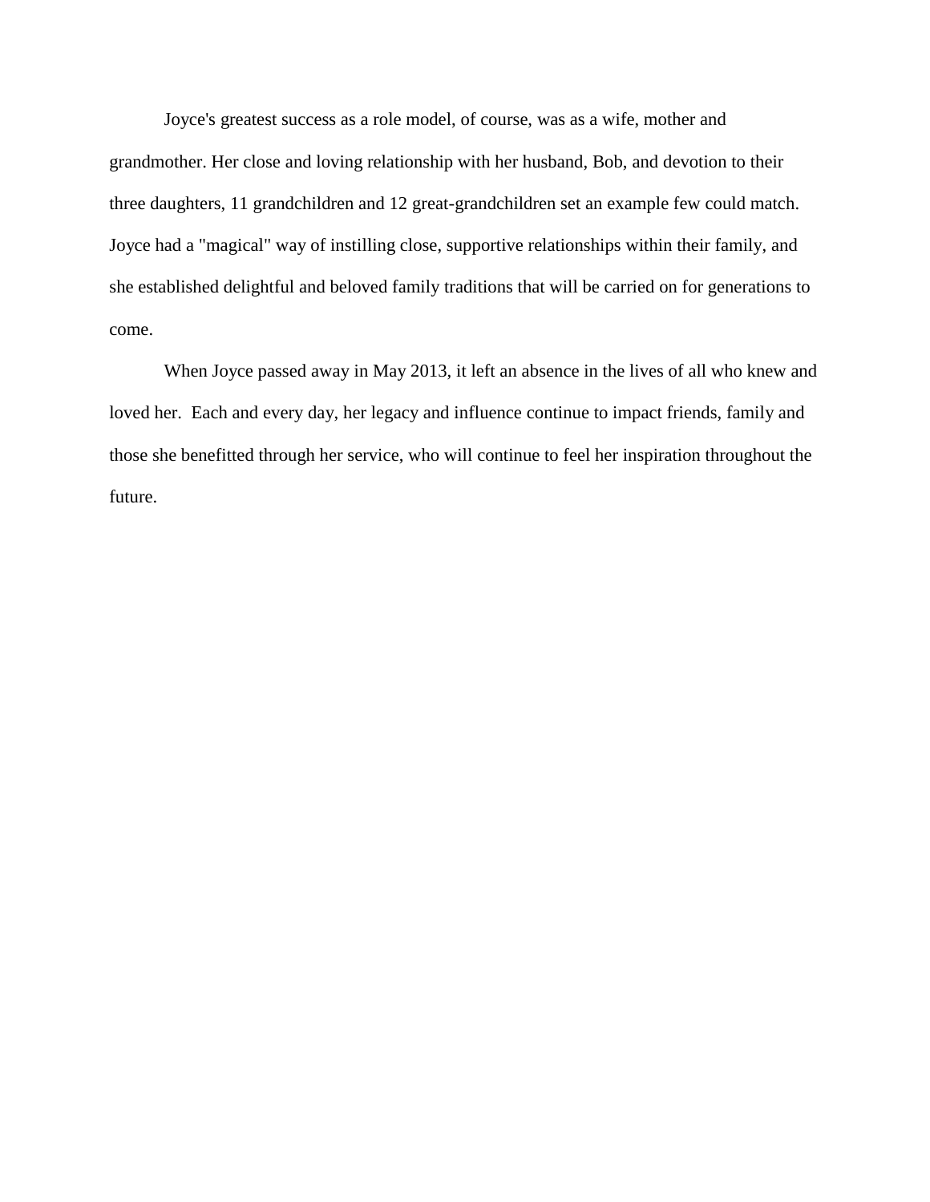Joyce's greatest success as a role model, of course, was as a wife, mother and grandmother. Her close and loving relationship with her husband, Bob, and devotion to their three daughters, 11 grandchildren and 12 great-grandchildren set an example few could match. Joyce had a "magical" way of instilling close, supportive relationships within their family, and she established delightful and beloved family traditions that will be carried on for generations to come.

When Joyce passed away in May 2013, it left an absence in the lives of all who knew and loved her. Each and every day, her legacy and influence continue to impact friends, family and those she benefitted through her service, who will continue to feel her inspiration throughout the future.